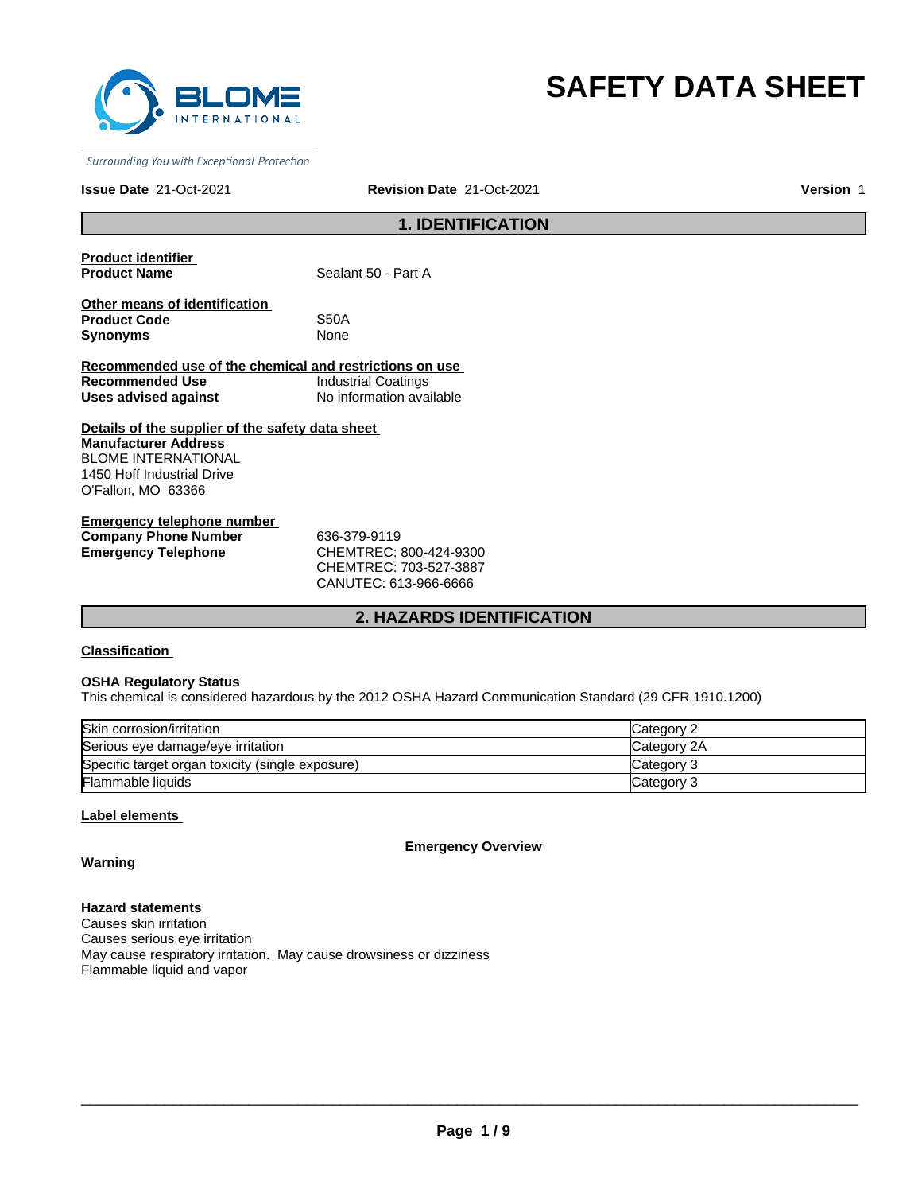# SAFETY DATA SHEET

Surrounding You with Exceptional Protection

**Issue Date** 21-Oct-2021 **Revision Date** 21-Oct-2021 **Version** 1

## 1. IDENTIFICATION

**Product identifier**

**Product Name** Sealant 50 - Part A

**Other means of identification**

**Product Code** S50A

**Synonyms** None

**Recommended use of the chemical and restrictions on use**

**Recommended Use** Industrial Coatings

**Uses advised against** No information available

**Details of the supplier of the safety data sheet**

**Manufacturer Address**
BLOME INTERNATIONAL
1450 Hoff Industrial Drive
O'Fallon, MO 63366

**Emergency telephone number**

**Company Phone Number** 636-379-9119

**Emergency Telephone** CHEMTREC: 800-424-9300
CHEMTREC: 703-527-3887
CANUTEC: 613-966-6666

## 2. HAZARDS IDENTIFICATION

**Classification**

**OSHA Regulatory Status**

This chemical is considered hazardous by the 2012 OSHA Hazard Communication Standard (29 CFR 1910.1200)

| | |
|---|---|
| Skin corrosion/irritation | Category 2 |
| Serious eye damage/eye irritation | Category 2A |
| Specific target organ toxicity (single exposure) | Category 3 |
| Flammable liquids | Category 3 |

**Label elements**

**Emergency Overview**

**Warning**

**Hazard statements**

Causes skin irritation
Causes serious eye irritation
May cause respiratory irritation. May cause drowsiness or dizziness
Flammable liquid and vapor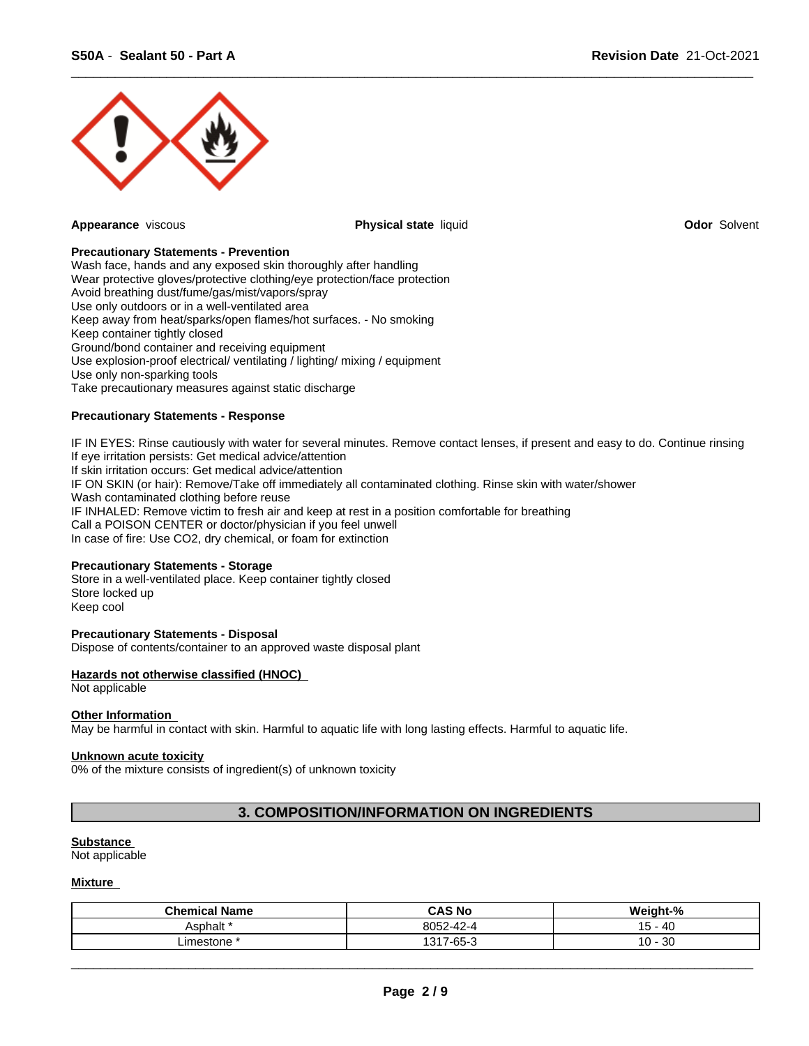**Appearance** viscous

**Physical state** liquid

**Odor** Solvent

**Precautionary Statements - Prevention**

Wash face, hands and any exposed skin thoroughly after handling
Wear protective gloves/protective clothing/eye protection/face protection
Avoid breathing dust/fume/gas/mist/vapors/spray
Use only outdoors or in a well-ventilated area
Keep away from heat/sparks/open flames/hot surfaces. - No smoking
Keep container tightly closed
Ground/bond container and receiving equipment
Use explosion-proof electrical/ ventilating / lighting/ mixing / equipment
Use only non-sparking tools
Take precautionary measures against static discharge

**Precautionary Statements - Response**

IF IN EYES: Rinse cautiously with water for several minutes. Remove contact lenses, if present and easy to do. Continue rinsing
If eye irritation persists: Get medical advice/attention
If skin irritation occurs: Get medical advice/attention
IF ON SKIN (or hair): Remove/Take off immediately all contaminated clothing. Rinse skin with water/shower
Wash contaminated clothing before reuse
IF INHALED: Remove victim to fresh air and keep at rest in a position comfortable for breathing
Call a POISON CENTER or doctor/physician if you feel unwell
In case of fire: Use CO2, dry chemical, or foam for extinction

**Precautionary Statements - Storage**

Store in a well-ventilated place. Keep container tightly closed
Store locked up
Keep cool

**Precautionary Statements - Disposal**

Dispose of contents/container to an approved waste disposal plant

**Hazards not otherwise classified (HNOC)**

Not applicable

**Other Information**

May be harmful in contact with skin. Harmful to aquatic life with long lasting effects. Harmful to aquatic life.

**Unknown acute toxicity**

0% of the mixture consists of ingredient(s) of unknown toxicity

## 3. COMPOSITION/INFORMATION ON INGREDIENTS

**Substance**

Not applicable

**Mixture**

| Chemical Name | CAS No | Weight-% |
|---|---|---|
| Asphalt * | 8052-42-4 | 15 - 40 |
| Limestone * | 1317-65-3 | 10 - 30 |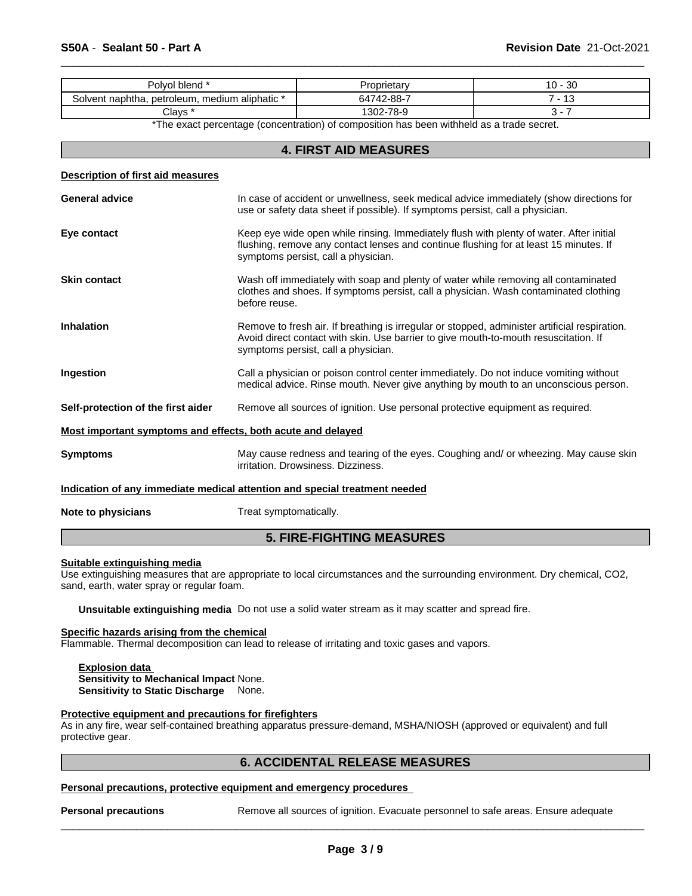| Polyol blend * | Proprietary | 10 - 30 |
|---|---|---|
| Solvent naphtha, petroleum, medium aliphatic * | 64742-88-7 | 7 - 13 |
| Clays * | 1302-78-9 | 3 - 7 |

*The exact percentage (concentration) of composition has been withheld as a trade secret.

## 4. FIRST AID MEASURES

**Description of first aid measures**

**General advice** In case of accident or unwellness, seek medical advice immediately (show directions for use or safety data sheet if possible). If symptoms persist, call a physician.

**Eye contact** Keep eye wide open while rinsing. Immediately flush with plenty of water. After initial flushing, remove any contact lenses and continue flushing for at least 15 minutes. If symptoms persist, call a physician.

**Skin contact** Wash off immediately with soap and plenty of water while removing all contaminated clothes and shoes. If symptoms persist, call a physician. Wash contaminated clothing before reuse.

**Inhalation** Remove to fresh air. If breathing is irregular or stopped, administer artificial respiration. Avoid direct contact with skin. Use barrier to give mouth-to-mouth resuscitation. If symptoms persist, call a physician.

**Ingestion** Call a physician or poison control center immediately. Do not induce vomiting without medical advice. Rinse mouth. Never give anything by mouth to an unconscious person.

**Self-protection of the first aider** Remove all sources of ignition. Use personal protective equipment as required.

**Most important symptoms and effects, both acute and delayed**

**Symptoms** May cause redness and tearing of the eyes. Coughing and/ or wheezing. May cause skin irritation. Drowsiness. Dizziness.

**Indication of any immediate medical attention and special treatment needed**

**Note to physicians** Treat symptomatically.

## 5. FIRE-FIGHTING MEASURES

**Suitable extinguishing media**

Use extinguishing measures that are appropriate to local circumstances and the surrounding environment. Dry chemical, $CO_2$, sand, earth, water spray or regular foam.

**Unsuitable extinguishing media** Do not use a solid water stream as it may scatter and spread fire.

**Specific hazards arising from the chemical**

Flammable. Thermal decomposition can lead to release of irritating and toxic gases and vapors.

**Explosion data**

**Sensitivity to Mechanical Impact** None.

**Sensitivity to Static Discharge** None.

**Protective equipment and precautions for firefighters**

As in any fire, wear self-contained breathing apparatus pressure-demand, MSHA/NIOSH (approved or equivalent) and full protective gear.

## 6. ACCIDENTAL RELEASE MEASURES

**Personal precautions, protective equipment and emergency procedures**

**Personal precautions** Remove all sources of ignition. Evacuate personnel to safe areas. Ensure adequate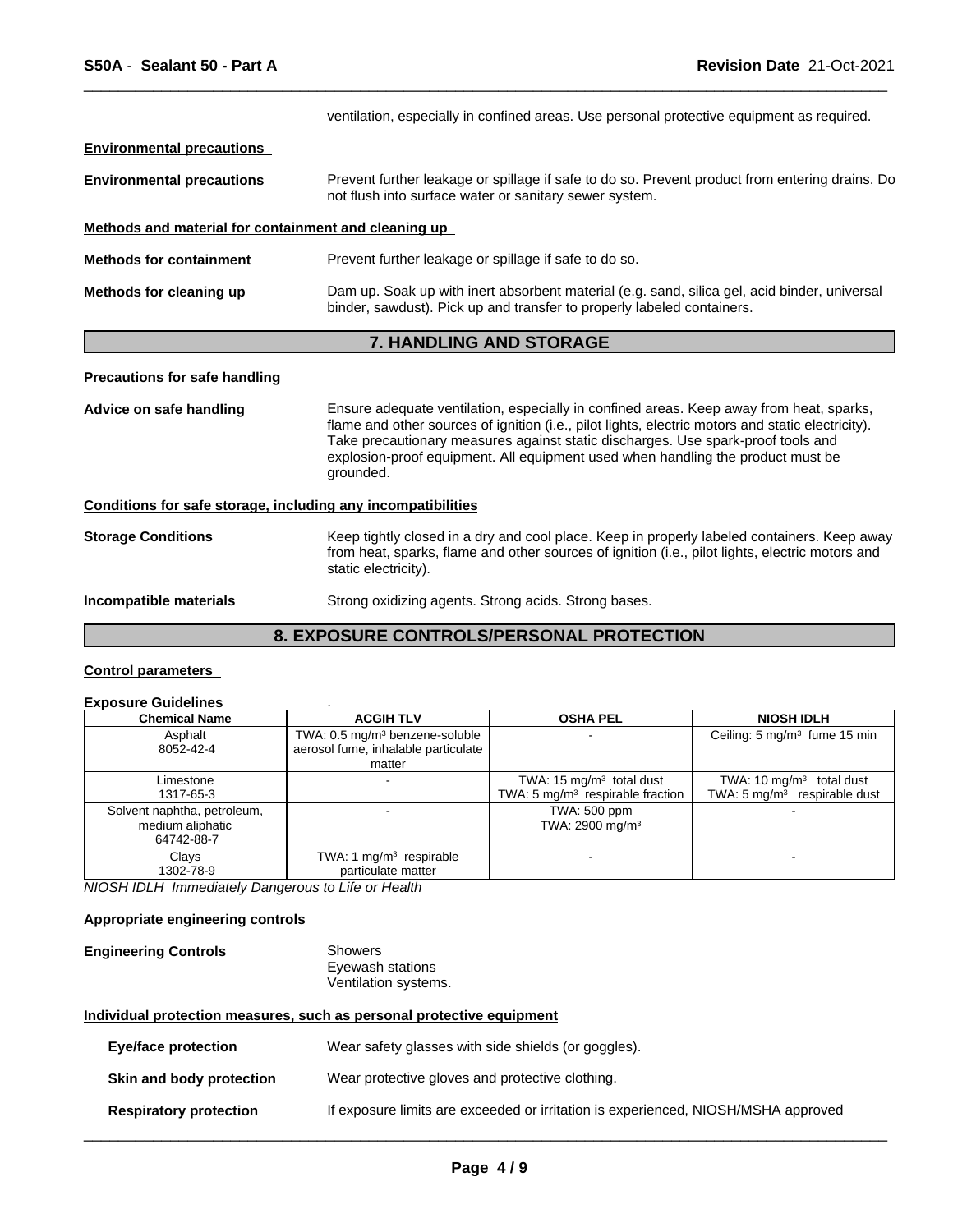ventilation, especially in confined areas. Use personal protective equipment as required.

**Environmental precautions**

**Environmental precautions** Prevent further leakage or spillage if safe to do so. Prevent product from entering drains. Do not flush into surface water or sanitary sewer system.

**Methods and material for containment and cleaning up**

**Methods for containment** Prevent further leakage or spillage if safe to do so.

**Methods for cleaning up** Dam up. Soak up with inert absorbent material (e.g. sand, silica gel, acid binder, universal binder, sawdust). Pick up and transfer to properly labeled containers.

## 7. HANDLING AND STORAGE

**Precautions for safe handling**

**Advice on safe handling** Ensure adequate ventilation, especially in confined areas. Keep away from heat, sparks, flame and other sources of ignition (i.e., pilot lights, electric motors and static electricity). Take precautionary measures against static discharges. Use spark-proof tools and explosion-proof equipment. All equipment used when handling the product must be grounded.

**Conditions for safe storage, including any incompatibilities**

**Storage Conditions** Keep tightly closed in a dry and cool place. Keep in properly labeled containers. Keep away from heat, sparks, flame and other sources of ignition (i.e., pilot lights, electric motors and static electricity).

**Incompatible materials** Strong oxidizing agents. Strong acids. Strong bases.

## 8. EXPOSURE CONTROLS/PERSONAL PROTECTION

**Control parameters**

**Exposure Guidelines** .

| Chemical Name | ACGIH TLV | OSHA PEL | NIOSH IDLH |
|---|---|---|---|
| Asphalt<br>8052-42-4 | TWA: 0.5 mg/m³ benzene-soluble aerosol fume, inhalable particulate matter | - | Ceiling: 5 mg/m³ fume 15 min |
| Limestone<br>1317-65-3 | - | TWA: 15 mg/m³ total dust<br>TWA: 5 mg/m³ respirable fraction | TWA: 10 mg/m³ total dust<br>TWA: 5 mg/m³ respirable dust |
| Solvent naphtha, petroleum, medium aliphatic<br>64742-88-7 | - | TWA: 500 ppm<br>TWA: 2900 mg/m³ | - |
| Clays<br>1302-78-9 | TWA: 1 mg/m³ respirable particulate matter | - | - |

*NIOSH IDLH Immediately Dangerous to Life or Health*

**Appropriate engineering controls**

**Engineering Controls** Showers
Eyewash stations
Ventilation systems.

**Individual protection measures, such as personal protective equipment**

**Eye/face protection** Wear safety glasses with side shields (or goggles).

**Skin and body protection** Wear protective gloves and protective clothing.

**Respiratory protection** If exposure limits are exceeded or irritation is experienced, NIOSH/MSHA approved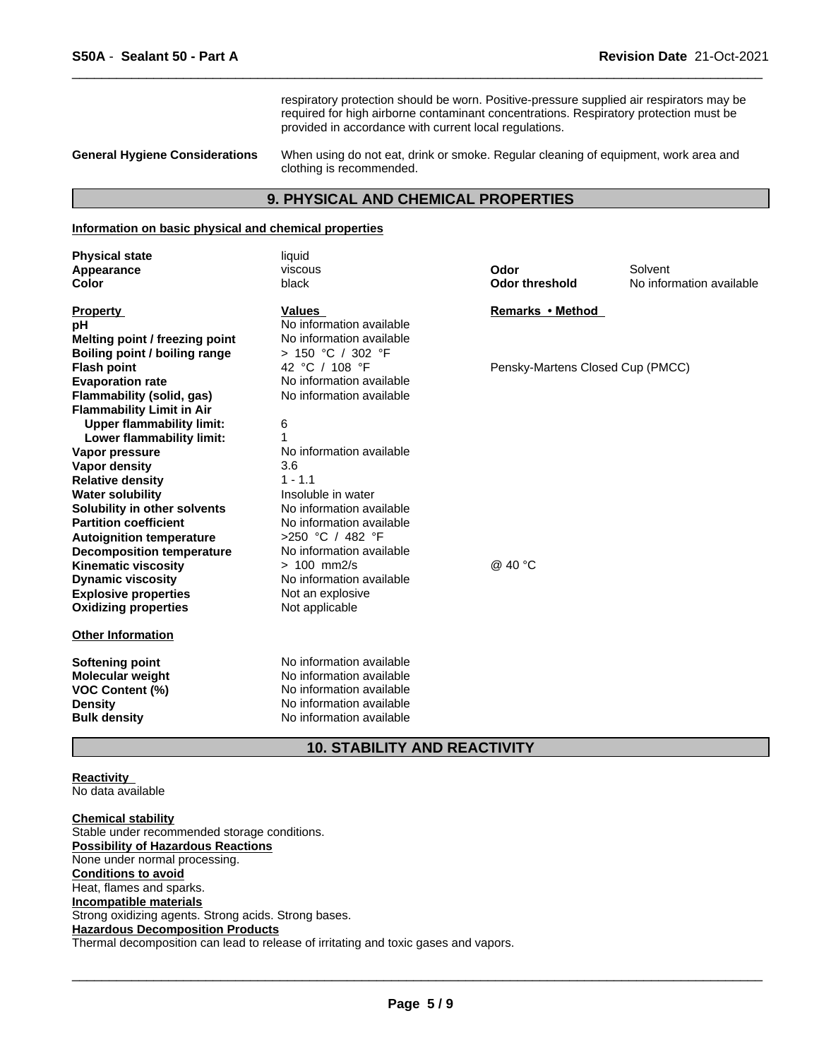respiratory protection should be worn. Positive-pressure supplied air respirators may be required for high airborne contaminant concentrations. Respiratory protection must be provided in accordance with current local regulations.

**General Hygiene Considerations** When using do not eat, drink or smoke. Regular cleaning of equipment, work area and clothing is recommended.

## 9. PHYSICAL AND CHEMICAL PROPERTIES

**Information on basic physical and chemical properties**

| | | | |
|---|---|---|---|
| **Physical state** | liquid | | |
| **Appearance** | viscous | **Odor** | Solvent |
| **Color** | black | **Odor threshold** | No information available |

| **Property** | **Values** | **Remarks • Method** |
|---|---|---|
| **pH** | No information available | |
| **Melting point / freezing point** | No information available | |
| **Boiling point / boiling range** | > 150 °C / 302 °F | |
| **Flash point** | 42 °C / 108 °F | Pensky-Martens Closed Cup (PMCC) |
| **Evaporation rate** | No information available | |
| **Flammability (solid, gas)** | No information available | |
| **Flammability Limit in Air** | | |
| **Upper flammability limit:** | 6 | |
| **Lower flammability limit:** | 1 | |
| **Vapor pressure** | No information available | |
| **Vapor density** | 3.6 | |
| **Relative density** | 1 - 1.1 | |
| **Water solubility** | Insoluble in water | |
| **Solubility in other solvents** | No information available | |
| **Partition coefficient** | No information available | |
| **Autoignition temperature** | >250 °C / 482 °F | |
| **Decomposition temperature** | No information available | |
| **Kinematic viscosity** | > 100 mm2/s | @ 40 °C |
| **Dynamic viscosity** | No information available | |
| **Explosive properties** | Not an explosive | |
| **Oxidizing properties** | Not applicable | |

**Other Information**

| | |
|---|---|
| **Softening point** | No information available |
| **Molecular weight** | No information available |
| **VOC Content (%)** | No information available |
| **Density** | No information available |
| **Bulk density** | No information available |

## 10. STABILITY AND REACTIVITY

**Reactivity**
No data available

**Chemical stability**
Stable under recommended storage conditions.

**Possibility of Hazardous Reactions**
None under normal processing.

**Conditions to avoid**
Heat, flames and sparks.

**Incompatible materials**
Strong oxidizing agents. Strong acids. Strong bases.

**Hazardous Decomposition Products**
Thermal decomposition can lead to release of irritating and toxic gases and vapors.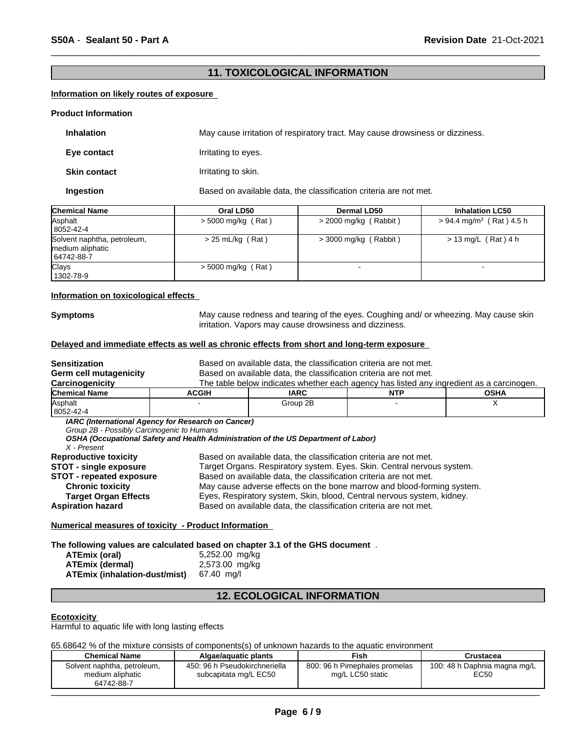## 11. TOXICOLOGICAL INFORMATION

### Information on likely routes of exposure

**Product Information**

**Inhalation** May cause irritation of respiratory tract. May cause drowsiness or dizziness.

**Eye contact** Irritating to eyes.

**Skin contact** Irritating to skin.

**Ingestion** Based on available data, the classification criteria are not met.

| Chemical Name | Oral LD50 | Dermal LD50 | Inhalation LC50 |
|---|---|---|---|
| Asphalt<br>8052-42-4 | > 5000 mg/kg ( Rat ) | > 2000 mg/kg ( Rabbit ) | > 94.4 mg/m$^3$ ( Rat ) 4.5 h |
| Solvent naphtha, petroleum, medium aliphatic<br>64742-88-7 | > 25 mL/kg ( Rat ) | > 3000 mg/kg ( Rabbit ) | > 13 mg/L ( Rat ) 4 h |
| Clays<br>1302-78-9 | > 5000 mg/kg ( Rat ) | - | - |

### Information on toxicological effects

**Symptoms** May cause redness and tearing of the eyes. Coughing and/ or wheezing. May cause skin irritation. Vapors may cause drowsiness and dizziness.

### Delayed and immediate effects as well as chronic effects from short and long-term exposure

**Sensitization** Based on available data, the classification criteria are not met.
**Germ cell mutagenicity** Based on available data, the classification criteria are not met.
**Carcinogenicity** The table below indicates whether each agency has listed any ingredient as a carcinogen.

| Chemical Name | ACGIH | IARC | NTP | OSHA |
|---|---|---|---|---|
| Asphalt<br>8052-42-4 | - | Group 2B | - | X |

*IARC (International Agency for Research on Cancer)*
*Group 2B - Possibly Carcinogenic to Humans*
*OSHA (Occupational Safety and Health Administration of the US Department of Labor)*
*X - Present*

**Reproductive toxicity** Based on available data, the classification criteria are not met.
**STOT - single exposure** Target Organs. Respiratory system. Eyes. Skin. Central nervous system.
**STOT - repeated exposure** Based on available data, the classification criteria are not met.
**Chronic toxicity** May cause adverse effects on the bone marrow and blood-forming system.
**Target Organ Effects** Eyes, Respiratory system, Skin, blood, Central nervous system, kidney.
**Aspiration hazard** Based on available data, the classification criteria are not met.

### Numerical measures of toxicity - Product Information

**The following values are calculated based on chapter 3.1 of the GHS document** .

**ATEmix (oral)** 5,252.00 mg/kg
**ATEmix (dermal)** 2,573.00 mg/kg
**ATEmix (inhalation-dust/mist)** 67.40 mg/l

## 12. ECOLOGICAL INFORMATION

### Ecotoxicity

Harmful to aquatic life with long lasting effects

65.68642 % of the mixture consists of components(s) of unknown hazards to the aquatic environment

| Chemical Name | Algae/aquatic plants | Fish | Crustacea |
|---|---|---|---|
| Solvent naphtha, petroleum, medium aliphatic<br>64742-88-7 | 450: 96 h Pseudokirchneriella subcapitata mg/L EC50 | 800: 96 h Pimephales promelas mg/L LC50 static | 100: 48 h Daphnia magna mg/L EC50 |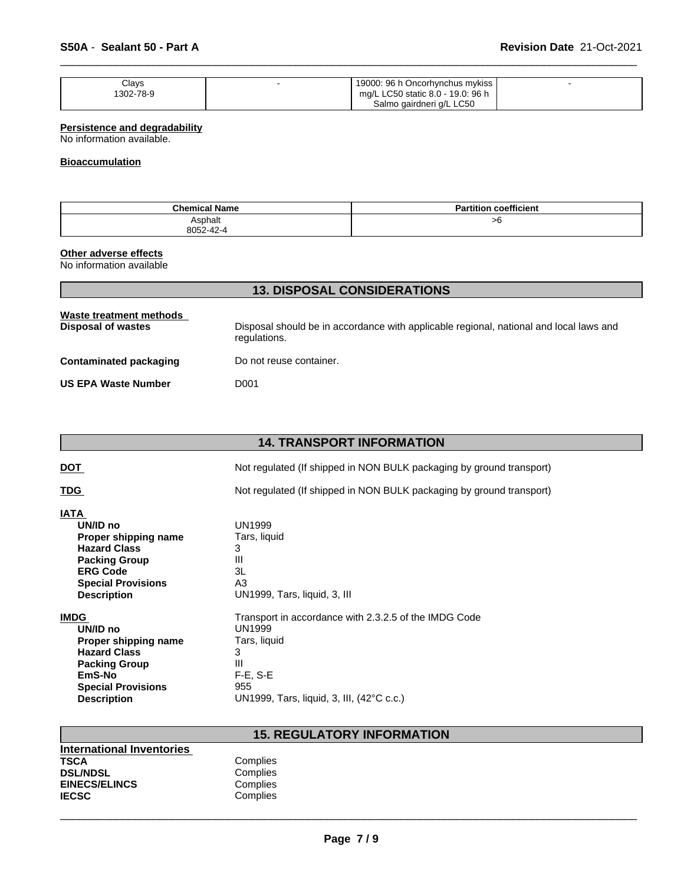| Clays<br>1302-78-9 | - | 19000: 96 h Oncorhynchus mykiss mg/L LC50 static 8.0 - 19.0: 96 h Salmo gairdneri g/L LC50 | - |
|---|---|---|---|

**Persistence and degradability**

No information available.

**Bioaccumulation**

| Chemical Name | Partition coefficient |
|---|---|
| Asphalt<br>8052-42-4 | >6 |

**Other adverse effects**

No information available

## 13. DISPOSAL CONSIDERATIONS

**Waste treatment methods**

**Disposal of wastes** Disposal should be in accordance with applicable regional, national and local laws and regulations.

**Contaminated packaging** Do not reuse container.

**US EPA Waste Number** D001

## 14. TRANSPORT INFORMATION

**DOT** Not regulated (If shipped in NON BULK packaging by ground transport)

**TDG** Not regulated (If shipped in NON BULK packaging by ground transport)

**IATA**

- **UN/ID no** UN1999
- **Proper shipping name** Tars, liquid
- **Hazard Class** 3
- **Packing Group** III
- **ERG Code** 3L
- **Special Provisions** A3
- **Description** UN1999, Tars, liquid, 3, III

**IMDG** Transport in accordance with 2.3.2.5 of the IMDG Code

- **UN/ID no** UN1999
- **Proper shipping name** Tars, liquid
- **Hazard Class** 3
- **Packing Group** III
- **EmS-No** F-E, S-E
- **Special Provisions** 955
- **Description** UN1999, Tars, liquid, 3, III, (42°C c.c.)

## 15. REGULATORY INFORMATION

**International Inventories**

- **TSCA** Complies
- **DSL/NDSL** Complies
- **EINECS/ELINCS** Complies
- **IECSC** Complies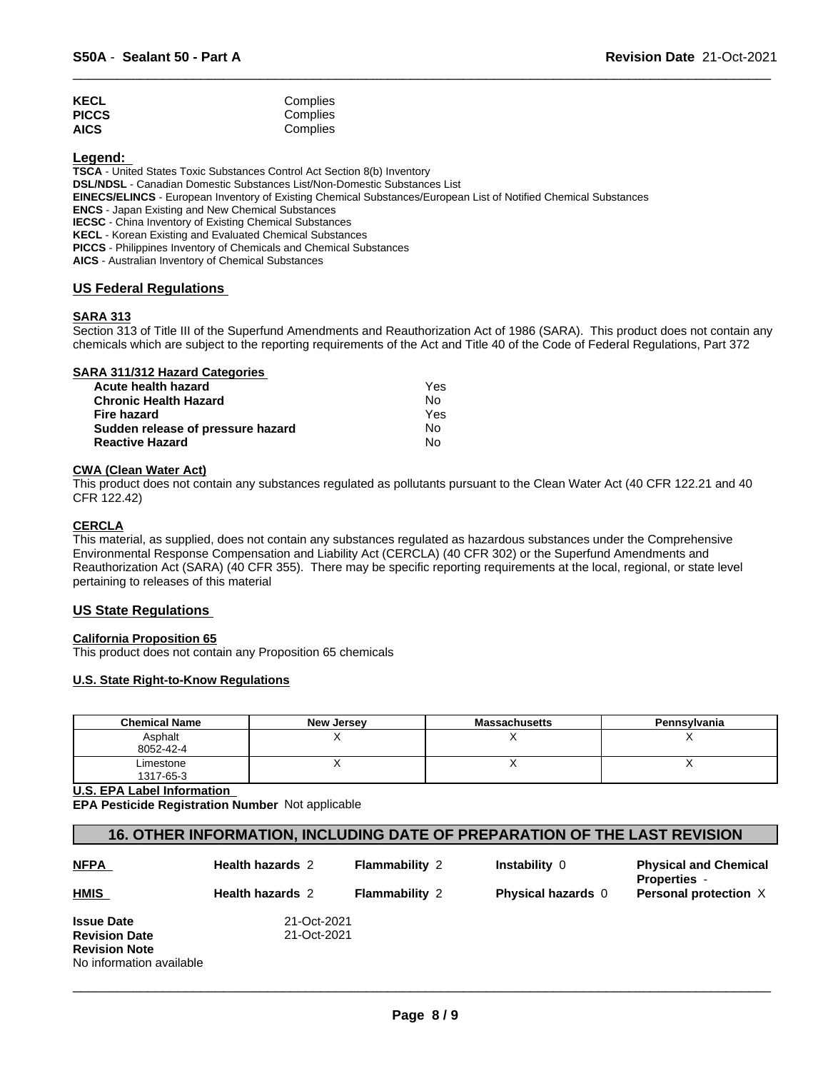| | |
|---|---|
| **KECL** | Complies |
| **PICCS** | Complies |
| **AICS** | Complies |

**Legend:**

**TSCA** - United States Toxic Substances Control Act Section 8(b) Inventory
**DSL/NDSL** - Canadian Domestic Substances List/Non-Domestic Substances List
**EINECS/ELINCS** - European Inventory of Existing Chemical Substances/European List of Notified Chemical Substances
**ENCS** - Japan Existing and New Chemical Substances
**IECSC** - China Inventory of Existing Chemical Substances
**KECL** - Korean Existing and Evaluated Chemical Substances
**PICCS** - Philippines Inventory of Chemicals and Chemical Substances
**AICS** - Australian Inventory of Chemical Substances

## US Federal Regulations

### SARA 313

Section 313 of Title III of the Superfund Amendments and Reauthorization Act of 1986 (SARA). This product does not contain any chemicals which are subject to the reporting requirements of the Act and Title 40 of the Code of Federal Regulations, Part 372

### SARA 311/312 Hazard Categories

| | |
|---|---|
| **Acute health hazard** | Yes |
| **Chronic Health Hazard** | No |
| **Fire hazard** | Yes |
| **Sudden release of pressure hazard** | No |
| **Reactive Hazard** | No |

### CWA (Clean Water Act)

This product does not contain any substances regulated as pollutants pursuant to the Clean Water Act (40 CFR 122.21 and 40 CFR 122.42)

### CERCLA

This material, as supplied, does not contain any substances regulated as hazardous substances under the Comprehensive Environmental Response Compensation and Liability Act (CERCLA) (40 CFR 302) or the Superfund Amendments and Reauthorization Act (SARA) (40 CFR 355). There may be specific reporting requirements at the local, regional, or state level pertaining to releases of this material

## US State Regulations

### California Proposition 65

This product does not contain any Proposition 65 chemicals

### U.S. State Right-to-Know Regulations

| Chemical Name | New Jersey | Massachusetts | Pennsylvania |
|---|---|---|---|
| Asphalt<br>8052-42-4 | X | X | X |
| Limestone<br>1317-65-3 | X | X | X |

### U.S. EPA Label Information

**EPA Pesticide Registration Number** Not applicable

## 16. OTHER INFORMATION, INCLUDING DATE OF PREPARATION OF THE LAST REVISION

| | | | | |
|---|---|---|---|---|
| **NFPA** | **Health hazards** 2 | **Flammability** 2 | **Instability** 0 | **Physical and Chemical Properties** - |
| **HMIS** | **Health hazards** 2 | **Flammability** 2 | **Physical hazards** 0 | **Personal protection** X |

**Issue Date** 21-Oct-2021
**Revision Date** 21-Oct-2021
**Revision Note**
No information available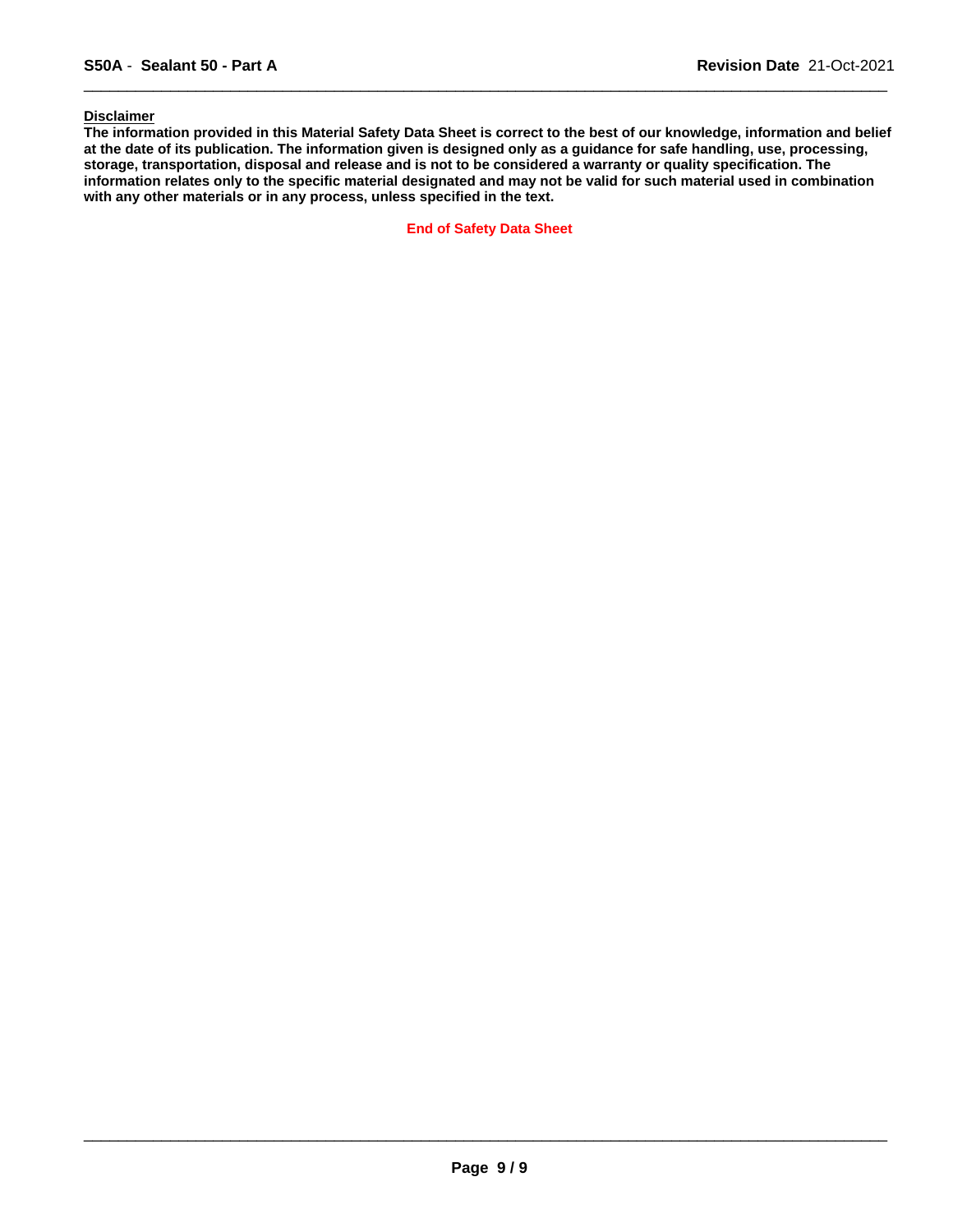**Disclaimer**

**The information provided in this Material Safety Data Sheet is correct to the best of our knowledge, information and belief at the date of its publication. The information given is designed only as a guidance for safe handling, use, processing, storage, transportation, disposal and release and is not to be considered a warranty or quality specification. The information relates only to the specific material designated and may not be valid for such material used in combination with any other materials or in any process, unless specified in the text.**

**End of Safety Data Sheet**